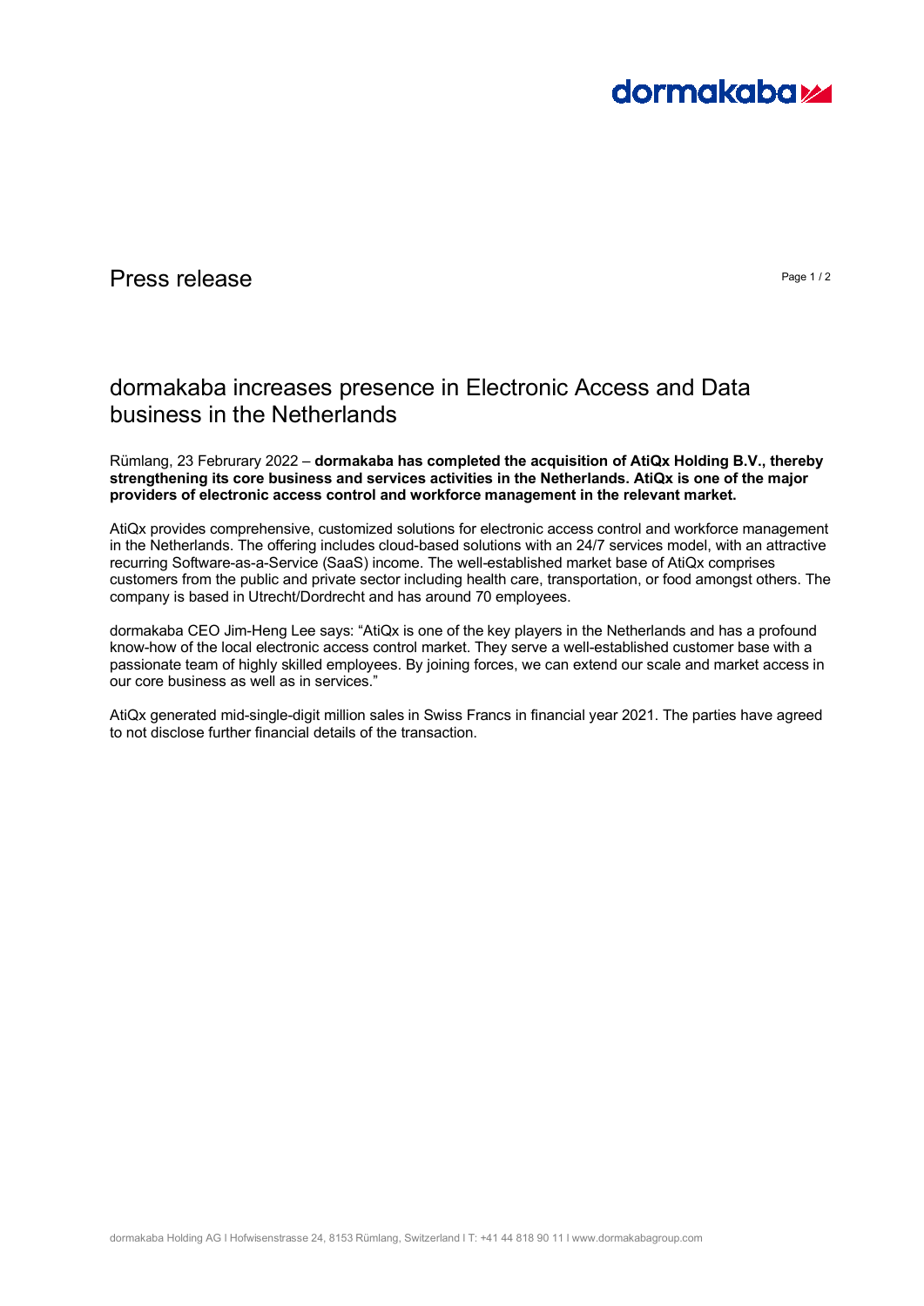Press release

# dormakaba increases presence in Electronic Access and Data business in the Netherlands

Rümlang, 23 Februrary 2022 – **dormakaba has completed the acquisition of AtiQx Holding B.V., thereby strengthening its core business and services activities in the Netherlands. AtiQx is one of the major providers of electronic access control and workforce management in the relevant market.**

AtiQx provides comprehensive, customized solutions for electronic access control and workforce management in the Netherlands. The offering includes cloud-based solutions with an 24/7 services model, with an attractive recurring Software-as-a-Service (SaaS) income. The well-established market base of AtiQx comprises customers from the public and private sector including health care, transportation, or food amongst others. The company is based in Utrecht/Dordrecht and has around 70 employees.

dormakaba CEO Jim-Heng Lee says: "AtiQx is one of the key players in the Netherlands and has a profound know-how of the local electronic access control market. They serve a well-established customer base with a passionate team of highly skilled employees. By joining forces, we can extend our scale and market access in our core business as well as in services."

AtiQx generated mid-single-digit million sales in Swiss Francs in financial year 2021. The parties have agreed to not disclose further financial details of the transaction.

dormakaba Holding AG I Hofwisenstrasse 24, 8153 Rümlang, Switzerland I T: +41 44 818 90 11 I www.dormakabagroup.com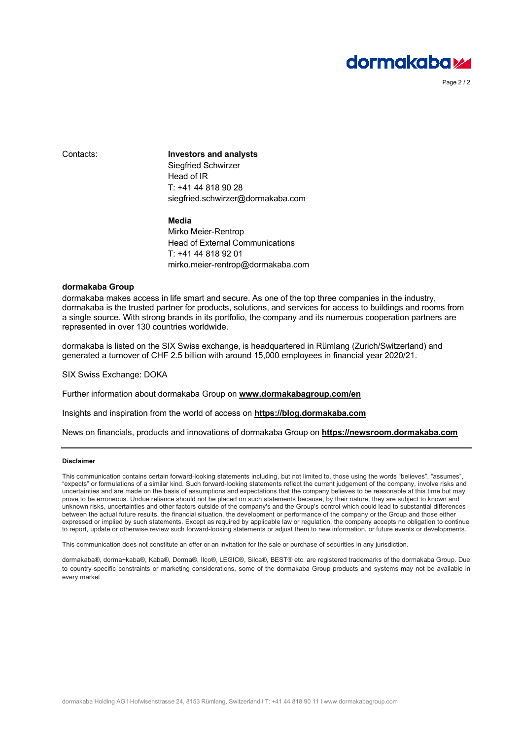Contacts:

**Investors and analysts**
Siegfried Schwirzer
Head of IR
T: +41 44 818 90 28
siegfried.schwirzer@dormakaba.com

**Media**
Mirko Meier-Rentrop
Head of External Communications
T: +41 44 818 92 01
mirko.meier-rentrop@dormakaba.com

**dormakaba Group**

dormakaba makes access in life smart and secure. As one of the top three companies in the industry, dormakaba is the trusted partner for products, solutions, and services for access to buildings and rooms from a single source. With strong brands in its portfolio, the company and its numerous cooperation partners are represented in over 130 countries worldwide.

dormakaba is listed on the SIX Swiss exchange, is headquartered in Rümlang (Zurich/Switzerland) and generated a turnover of CHF 2.5 billion with around 15,000 employees in financial year 2020/21.

SIX Swiss Exchange: DOKA

Further information about dormakaba Group on **www.dormakabagroup.com/en**

Insights and inspiration from the world of access on **https://blog.dormakaba.com**

News on financials, products and innovations of dormakaba Group on **https://newsroom.dormakaba.com**

---

**Disclaimer**

This communication contains certain forward-looking statements including, but not limited to, those using the words "believes", "assumes", "expects" or formulations of a similar kind. Such forward-looking statements reflect the current judgement of the company, involve risks and uncertainties and are made on the basis of assumptions and expectations that the company believes to be reasonable at this time but may prove to be erroneous. Undue reliance should not be placed on such statements because, by their nature, they are subject to known and unknown risks, uncertainties and other factors outside of the company's and the Group's control which could lead to substantial differences between the actual future results, the financial situation, the development or performance of the company or the Group and those either expressed or implied by such statements. Except as required by applicable law or regulation, the company accepts no obligation to continue to report, update or otherwise review such forward-looking statements or adjust them to new information, or future events or developments.

This communication does not constitute an offer or an invitation for the sale or purchase of securities in any jurisdiction.

dormakaba®, dorma+kaba®, Kaba®, Dorma®, Ilco®, LEGIC®, Silca®, BEST® etc. are registered trademarks of the dormakaba Group. Due to country-specific constraints or marketing considerations, some of the dormakaba Group products and systems may not be available in every market

dormakaba Holding AG I Hofwisenstrasse 24, 8153 Rümlang, Switzerland I T: +41 44 818 90 11 I www.dormakabagroup.com